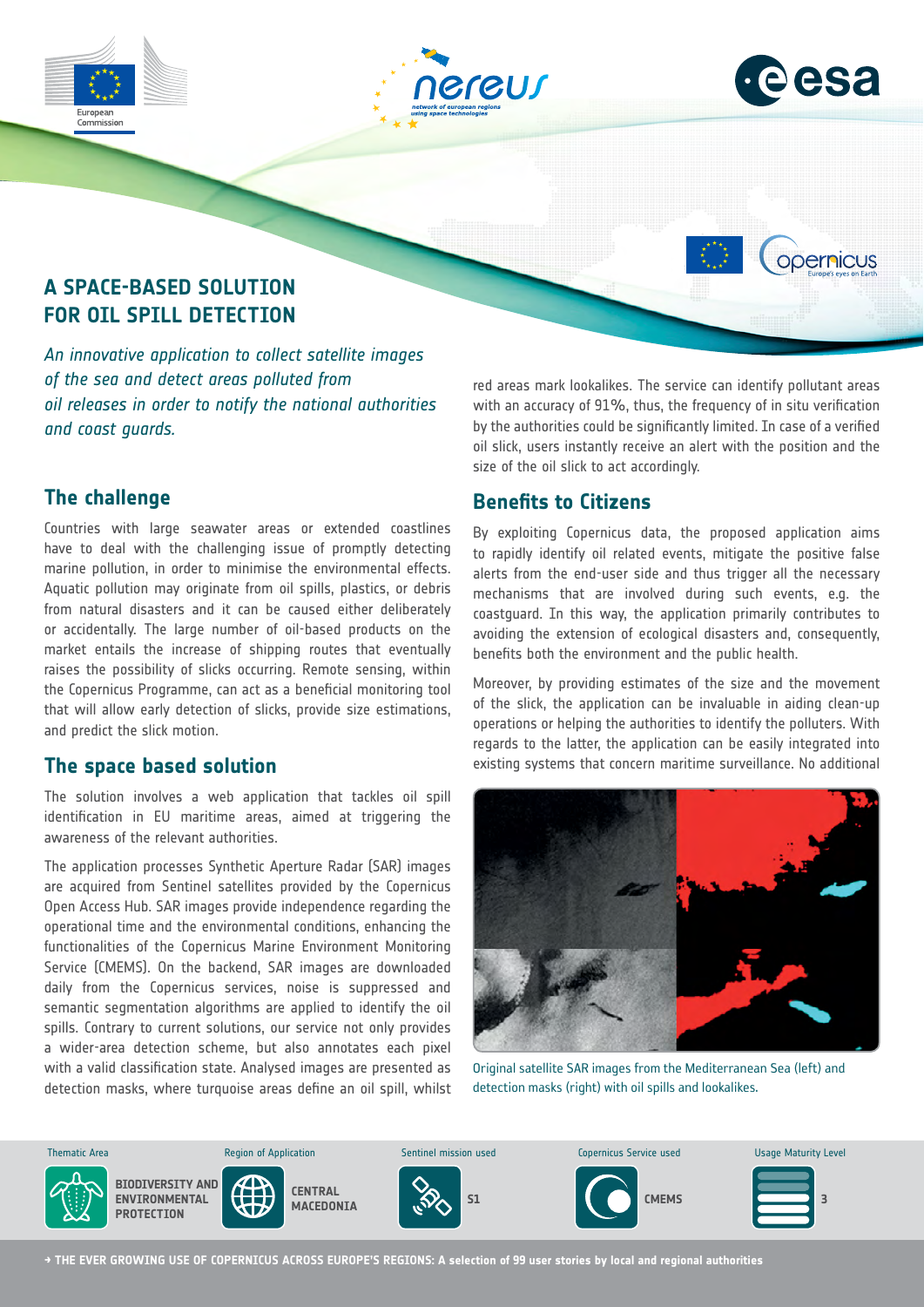# A SPACE-BASED SOLUTION FOR OIL SPILL DETECTION

*An innovative application to collect satellite images of the sea and detect areas polluted from oil releases in order to notify the national authorities and coast guards.*

## The challenge

Countries with large seawater areas or extended coastlines have to deal with the challenging issue of promptly detecting marine pollution, in order to minimise the environmental effects. Aquatic pollution may originate from oil spills, plastics, or debris from natural disasters and it can be caused either deliberately or accidentally. The large number of oil-based products on the market entails the increase of shipping routes that eventually raises the possibility of slicks occurring. Remote sensing, within the Copernicus Programme, can act as a beneficial monitoring tool that will allow early detection of slicks, provide size estimations, and predict the slick motion.

## The space based solution

The solution involves a web application that tackles oil spill identification in EU maritime areas, aimed at triggering the awareness of the relevant authorities.

The application processes Synthetic Aperture Radar (SAR) images are acquired from Sentinel satellites provided by the Copernicus Open Access Hub. SAR images provide independence regarding the operational time and the environmental conditions, enhancing the functionalities of the Copernicus Marine Environment Monitoring Service (CMEMS). On the backend, SAR images are downloaded daily from the Copernicus services, noise is suppressed and semantic segmentation algorithms are applied to identify the oil spills. Contrary to current solutions, our service not only provides a wider-area detection scheme, but also annotates each pixel with a valid classification state. Analysed images are presented as detection masks, where turquoise areas define an oil spill, whilst red areas mark lookalikes. The service can identify pollutant areas with an accuracy of 91%, thus, the frequency of in situ verification by the authorities could be significantly limited. In case of a verified oil slick, users instantly receive an alert with the position and the size of the oil slick to act accordingly.

## Benefits to Citizens

By exploiting Copernicus data, the proposed application aims to rapidly identify oil related events, mitigate the positive false alerts from the end-user side and thus trigger all the necessary mechanisms that are involved during such events, e.g. the coastguard. In this way, the application primarily contributes to avoiding the extension of ecological disasters and, consequently, benefits both the environment and the public health.

Moreover, by providing estimates of the size and the movement of the slick, the application can be invaluable in aiding clean-up operations or helping the authorities to identify the polluters. With regards to the latter, the application can be easily integrated into existing systems that concern maritime surveillance. No additional

Original satellite SAR images from the Mediterranean Sea (left) and detection masks (right) with oil spills and lookalikes.

| Thematic Area | Region of Application | Sentinel mission used | Copernicus Service used | Usage Maturity Level |
|---|---|---|---|---|
| BIODIVERSITY AND ENVIRONMENTAL PROTECTION | CENTRAL MACEDONIA | S1 | CMEMS | 3 |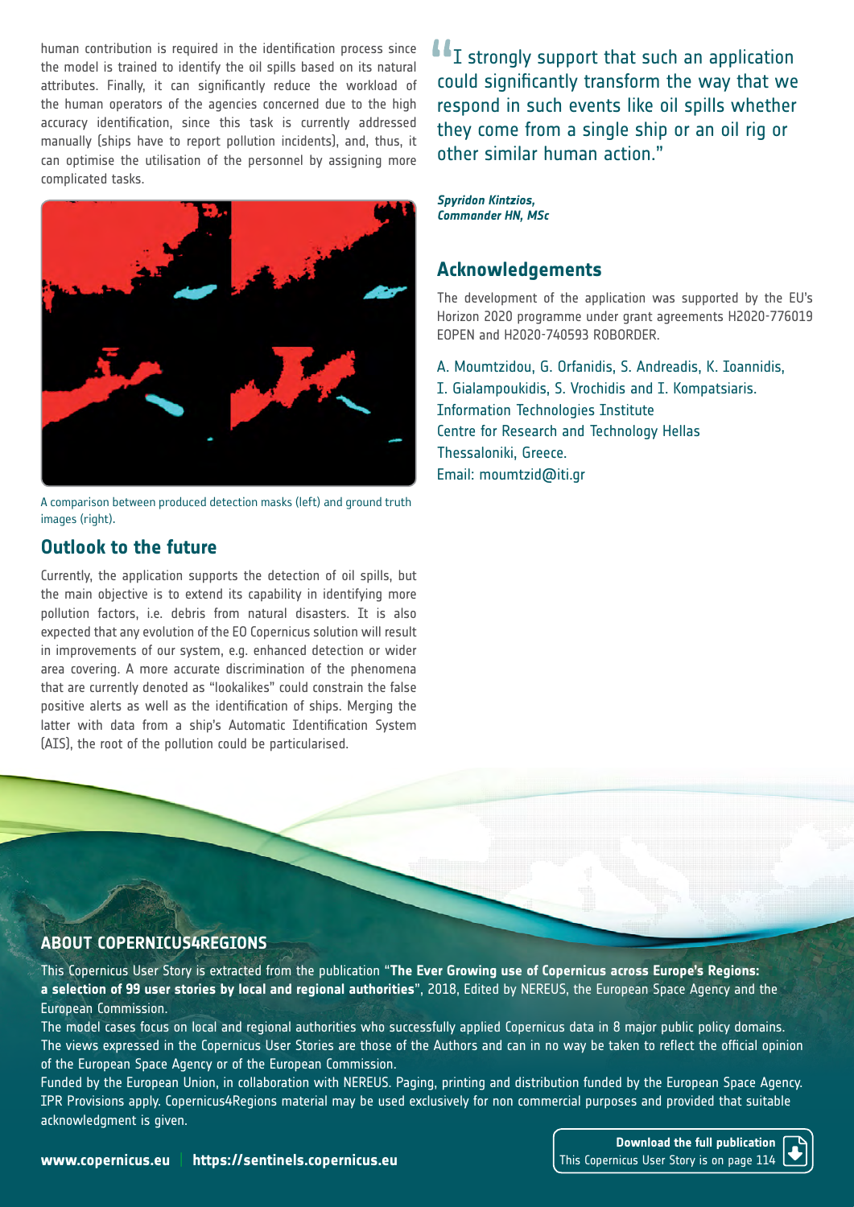human contribution is required in the identification process since the model is trained to identify the oil spills based on its natural attributes. Finally, it can significantly reduce the workload of the human operators of the agencies concerned due to the high accuracy identification, since this task is currently addressed manually (ships have to report pollution incidents), and, thus, it can optimise the utilisation of the personnel by assigning more complicated tasks.

A comparison between produced detection masks (left) and ground truth images (right).

## Outlook to the future

Currently, the application supports the detection of oil spills, but the main objective is to extend its capability in identifying more pollution factors, i.e. debris from natural disasters. It is also expected that any evolution of the EO Copernicus solution will result in improvements of our system, e.g. enhanced detection or wider area covering. A more accurate discrimination of the phenomena that are currently denoted as "lookalikes" could constrain the false positive alerts as well as the identification of ships. Merging the latter with data from a ship's Automatic Identification System (AIS), the root of the pollution could be particularised.

"I strongly support that such an application could significantly transform the way that we respond in such events like oil spills whether they come from a single ship or an oil rig or other similar human action."

***Spyridon Kintzios,***
***Commander HN, MSc***

## Acknowledgements

The development of the application was supported by the EU's Horizon 2020 programme under grant agreements H2020-776019 EOPEN and H2020-740593 ROBORDER.

A. Moumtzidou, G. Orfanidis, S. Andreadis, K. Ioannidis, I. Gialampoukidis, S. Vrochidis and I. Kompatsiaris.
Information Technologies Institute
Centre for Research and Technology Hellas
Thessaloniki, Greece.
Email: moumtzid@iti.gr

## ABOUT COPERNICUS4REGIONS

This Copernicus User Story is extracted from the publication "**The Ever Growing use of Copernicus across Europe's Regions: a selection of 99 user stories by local and regional authorities**", 2018, Edited by NEREUS, the European Space Agency and the European Commission.
The model cases focus on local and regional authorities who successfully applied Copernicus data in 8 major public policy domains. The views expressed in the Copernicus User Stories are those of the Authors and can in no way be taken to reflect the official opinion of the European Space Agency or of the European Commission.
Funded by the European Union, in collaboration with NEREUS. Paging, printing and distribution funded by the European Space Agency. IPR Provisions apply. Copernicus4Regions material may be used exclusively for non commercial purposes and provided that suitable acknowledgment is given.

**www.copernicus.eu** | **https://sentinels.copernicus.eu**

**Download the full publication**
This Copernicus User Story is on page 114